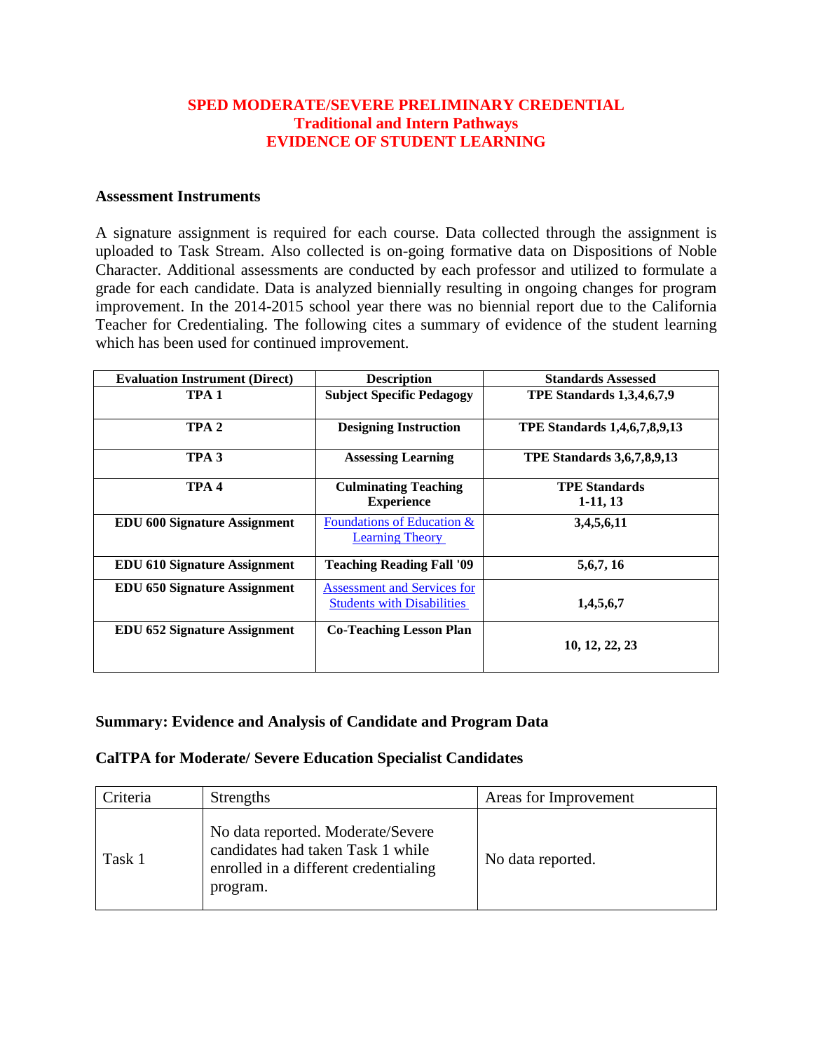# SPED MODERATE/SEVERE PRELIMINARY CREDENTIAL
## Traditional and Intern Pathways
## EVIDENCE OF STUDENT LEARNING

### Assessment Instruments

A signature assignment is required for each course. Data collected through the assignment is uploaded to Task Stream. Also collected is on-going formative data on Dispositions of Noble Character. Additional assessments are conducted by each professor and utilized to formulate a grade for each candidate. Data is analyzed biennially resulting in ongoing changes for program improvement. In the 2014-2015 school year there was no biennial report due to the California Teacher for Credentialing. The following cites a summary of evidence of the student learning which has been used for continued improvement.

| Evaluation Instrument (Direct) | Description | Standards Assessed |
|---|---|---|
| TPA 1 | Subject Specific Pedagogy | TPE Standards 1,3,4,6,7,9 |
| TPA 2 | Designing Instruction | TPE Standards 1,4,6,7,8,9,13 |
| TPA 3 | Assessing Learning | TPE Standards 3,6,7,8,9,13 |
| TPA 4 | Culminating Teaching Experience | TPE Standards 1-11, 13 |
| EDU 600 Signature Assignment | Foundations of Education & Learning Theory | 3,4,5,6,11 |
| EDU 610 Signature Assignment | Teaching Reading Fall '09 | 5,6,7, 16 |
| EDU 650 Signature Assignment | Assessment and Services for Students with Disabilities | 1,4,5,6,7 |
| EDU 652 Signature Assignment | Co-Teaching Lesson Plan | 10, 12, 22, 23 |

### Summary: Evidence and Analysis of Candidate and Program Data

### CalTPA for Moderate/ Severe Education Specialist Candidates

| Criteria | Strengths | Areas for Improvement |
|---|---|---|
| Task 1 | No data reported. Moderate/Severe candidates had taken Task 1 while enrolled in a different credentialing program. | No data reported. |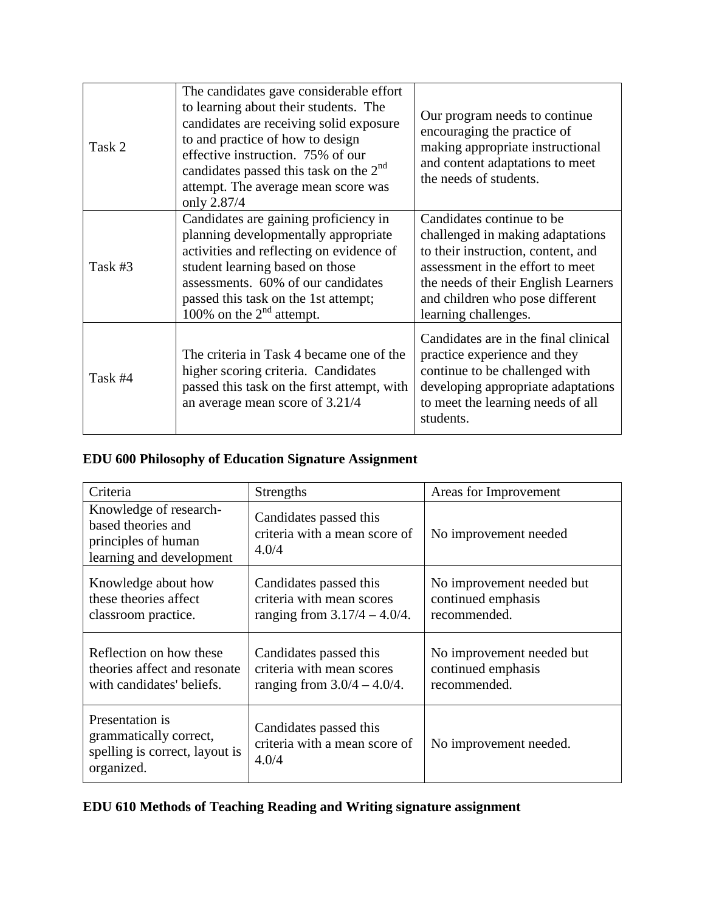| | | |
|---|---|---|
| Task 2 | The candidates gave considerable effort to learning about their students. The candidates are receiving solid exposure to and practice of how to design effective instruction. 75% of our candidates passed this task on the 2nd attempt. The average mean score was only 2.87/4 | Our program needs to continue encouraging the practice of making appropriate instructional and content adaptations to meet the needs of students. |
| Task #3 | Candidates are gaining proficiency in planning developmentally appropriate activities and reflecting on evidence of student learning based on those assessments. 60% of our candidates passed this task on the 1st attempt; 100% on the 2nd attempt. | Candidates continue to be challenged in making adaptations to their instruction, content, and assessment in the effort to meet the needs of their English Learners and children who pose different learning challenges. |
| Task #4 | The criteria in Task 4 became one of the higher scoring criteria. Candidates passed this task on the first attempt, with an average mean score of 3.21/4 | Candidates are in the final clinical practice experience and they continue to be challenged with developing appropriate adaptations to meet the learning needs of all students. |

**EDU 600 Philosophy of Education Signature Assignment**

| Criteria | Strengths | Areas for Improvement |
|---|---|---|
| Knowledge of research-based theories and principles of human learning and development | Candidates passed this criteria with a mean score of 4.0/4 | No improvement needed |
| Knowledge about how these theories affect classroom practice. | Candidates passed this criteria with mean scores ranging from 3.17/4 – 4.0/4. | No improvement needed but continued emphasis recommended. |
| Reflection on how these theories affect and resonate with candidates' beliefs. | Candidates passed this criteria with mean scores ranging from 3.0/4 – 4.0/4. | No improvement needed but continued emphasis recommended. |
| Presentation is grammatically correct, spelling is correct, layout is organized. | Candidates passed this criteria with a mean score of 4.0/4 | No improvement needed. |

**EDU 610 Methods of Teaching Reading and Writing signature assignment**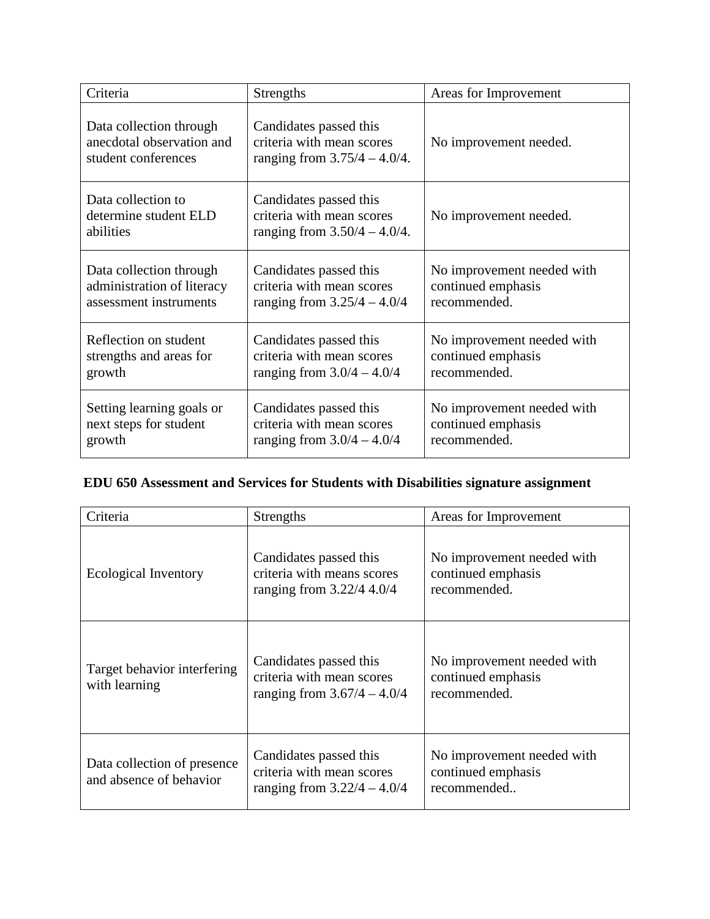| Criteria | Strengths | Areas for Improvement |
| --- | --- | --- |
| Data collection through anecdotal observation and student conferences | Candidates passed this criteria with mean scores ranging from 3.75/4 – 4.0/4. | No improvement needed. |
| Data collection to determine student ELD abilities | Candidates passed this criteria with mean scores ranging from 3.50/4 – 4.0/4. | No improvement needed. |
| Data collection through administration of literacy assessment instruments | Candidates passed this criteria with mean scores ranging from 3.25/4 – 4.0/4 | No improvement needed with continued emphasis recommended. |
| Reflection on student strengths and areas for growth | Candidates passed this criteria with mean scores ranging from 3.0/4 – 4.0/4 | No improvement needed with continued emphasis recommended. |
| Setting learning goals or next steps for student growth | Candidates passed this criteria with mean scores ranging from 3.0/4 – 4.0/4 | No improvement needed with continued emphasis recommended. |

**EDU 650 Assessment and Services for Students with Disabilities signature assignment**

| Criteria | Strengths | Areas for Improvement |
| --- | --- | --- |
| Ecological Inventory | Candidates passed this criteria with means scores ranging from 3.22/4 4.0/4 | No improvement needed with continued emphasis recommended. |
| Target behavior interfering with learning | Candidates passed this criteria with mean scores ranging from 3.67/4 – 4.0/4 | No improvement needed with continued emphasis recommended. |
| Data collection of presence and absence of behavior | Candidates passed this criteria with mean scores ranging from 3.22/4 – 4.0/4 | No improvement needed with continued emphasis recommended.. |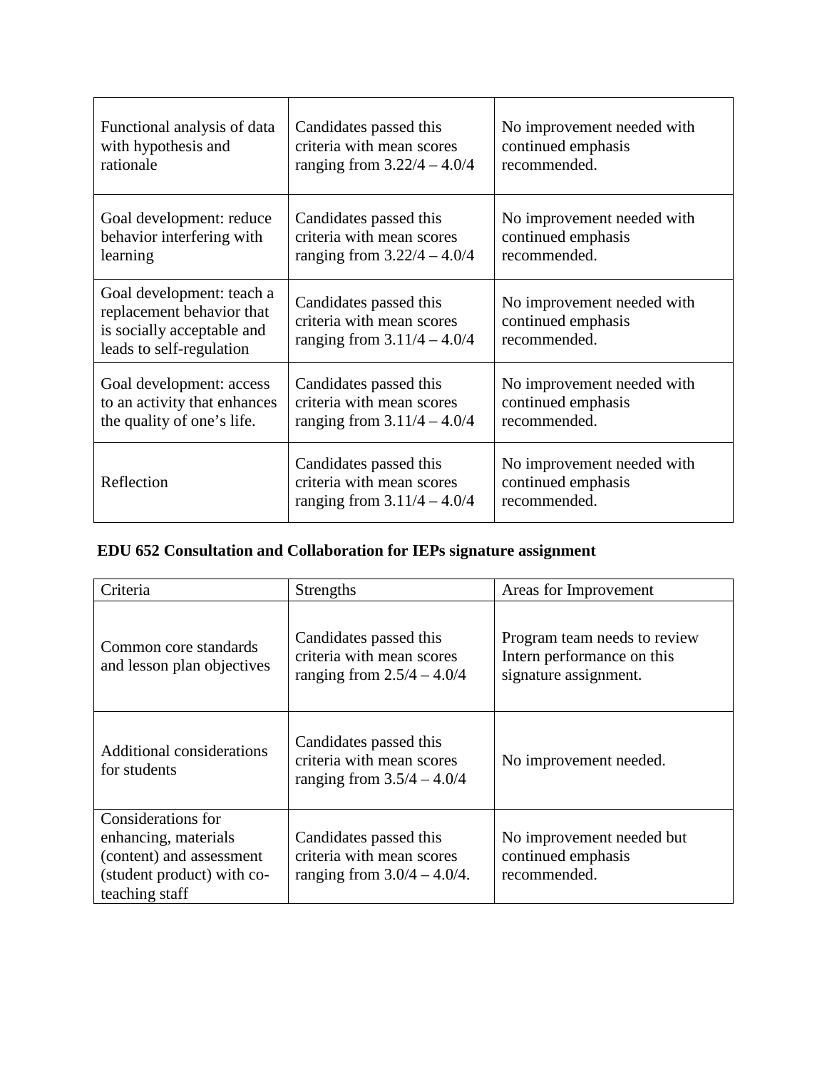| | | |
|---|---|---|
| Functional analysis of data with hypothesis and rationale | Candidates passed this criteria with mean scores ranging from 3.22/4 – 4.0/4 | No improvement needed with continued emphasis recommended. |
| Goal development: reduce behavior interfering with learning | Candidates passed this criteria with mean scores ranging from 3.22/4 – 4.0/4 | No improvement needed with continued emphasis recommended. |
| Goal development: teach a replacement behavior that is socially acceptable and leads to self-regulation | Candidates passed this criteria with mean scores ranging from 3.11/4 – 4.0/4 | No improvement needed with continued emphasis recommended. |
| Goal development: access to an activity that enhances the quality of one's life. | Candidates passed this criteria with mean scores ranging from 3.11/4 – 4.0/4 | No improvement needed with continued emphasis recommended. |
| Reflection | Candidates passed this criteria with mean scores ranging from 3.11/4 – 4.0/4 | No improvement needed with continued emphasis recommended. |

**EDU 652 Consultation and Collaboration for IEPs signature assignment**

| Criteria | Strengths | Areas for Improvement |
|---|---|---|
| Common core standards and lesson plan objectives | Candidates passed this criteria with mean scores ranging from 2.5/4 – 4.0/4 | Program team needs to review Intern performance on this signature assignment. |
| Additional considerations for students | Candidates passed this criteria with mean scores ranging from 3.5/4 – 4.0/4 | No improvement needed. |
| Considerations for enhancing, materials (content) and assessment (student product) with co-teaching staff | Candidates passed this criteria with mean scores ranging from 3.0/4 – 4.0/4. | No improvement needed but continued emphasis recommended. |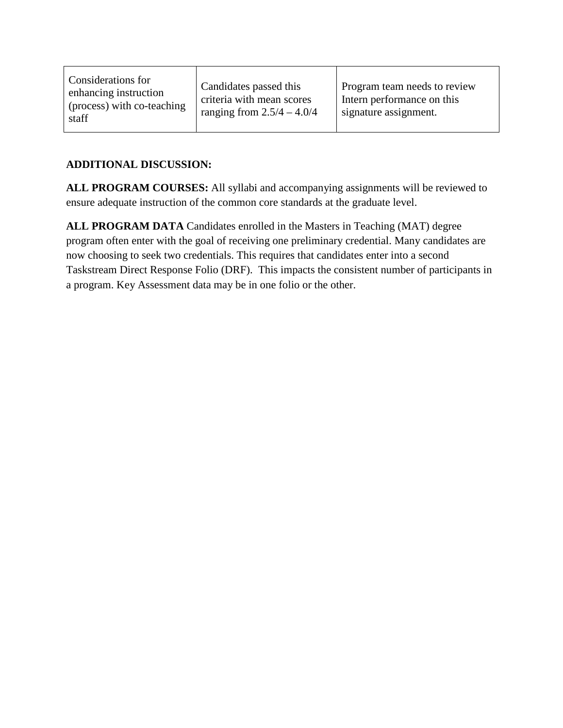| | | |
|---|---|---|
| Considerations for enhancing instruction (process) with co-teaching staff | Candidates passed this criteria with mean scores ranging from 2.5/4 – 4.0/4 | Program team needs to review Intern performance on this signature assignment. |

**ADDITIONAL DISCUSSION:**

**ALL PROGRAM COURSES:** All syllabi and accompanying assignments will be reviewed to ensure adequate instruction of the common core standards at the graduate level.

**ALL PROGRAM DATA** Candidates enrolled in the Masters in Teaching (MAT) degree program often enter with the goal of receiving one preliminary credential. Many candidates are now choosing to seek two credentials. This requires that candidates enter into a second Taskstream Direct Response Folio (DRF). This impacts the consistent number of participants in a program. Key Assessment data may be in one folio or the other.